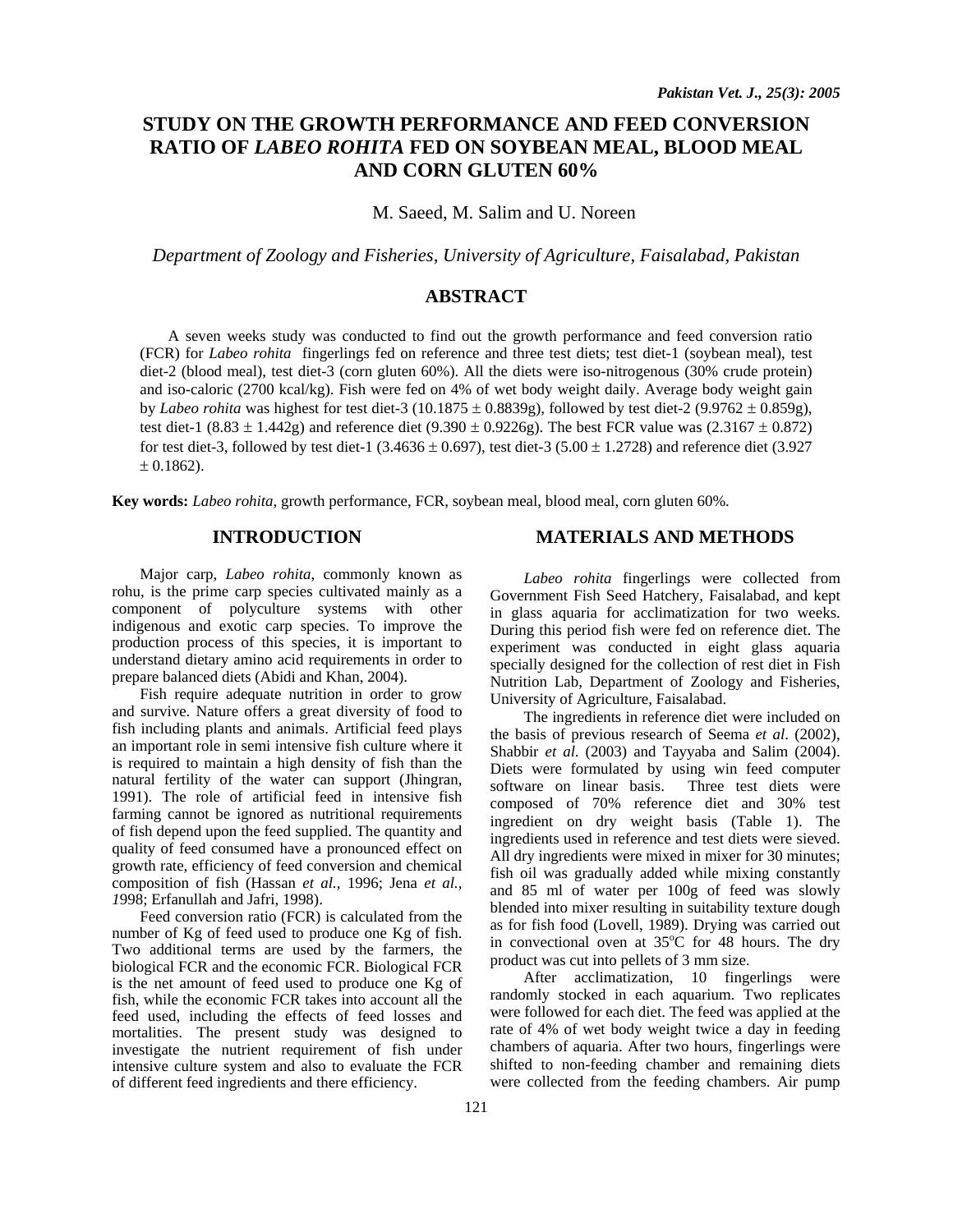# STUDY ON THE GROWTH PERFORMANCE AND FEED CONVERSION RATIO OF *LABEO ROHITA* FED ON SOYBEAN MEAL, BLOOD MEAL AND CORN GLUTEN 60%

M. Saeed, M. Salim and U. Noreen

*Department of Zoology and Fisheries, University of Agriculture, Faisalabad, Pakistan*

## ABSTRACT

A seven weeks study was conducted to find out the growth performance and feed conversion ratio (FCR) for *Labeo rohita* fingerlings fed on reference and three test diets; test diet-1 (soybean meal), test diet-2 (blood meal), test diet-3 (corn gluten 60%). All the diets were iso-nitrogenous (30% crude protein) and iso-caloric (2700 kcal/kg). Fish were fed on 4% of wet body weight daily. Average body weight gain by *Labeo rohita* was highest for test diet-3 (10.1875 ± 0.8839g), followed by test diet-2 (9.9762 ± 0.859g), test diet-1 (8.83 ± 1.442g) and reference diet (9.390 ± 0.9226g). The best FCR value was (2.3167 ± 0.872) for test diet-3, followed by test diet-1 (3.4636 ± 0.697), test diet-3 (5.00 ± 1.2728) and reference diet (3.927 ± 0.1862).

**Key words:** *Labeo rohita*, growth performance, FCR, soybean meal, blood meal, corn gluten 60%.

## INTRODUCTION

Major carp, *Labeo rohita*, commonly known as rohu, is the prime carp species cultivated mainly as a component of polyculture systems with other indigenous and exotic carp species. To improve the production process of this species, it is important to understand dietary amino acid requirements in order to prepare balanced diets (Abidi and Khan, 2004).

Fish require adequate nutrition in order to grow and survive. Nature offers a great diversity of food to fish including plants and animals. Artificial feed plays an important role in semi intensive fish culture where it is required to maintain a high density of fish than the natural fertility of the water can support (Jhingran, 1991). The role of artificial feed in intensive fish farming cannot be ignored as nutritional requirements of fish depend upon the feed supplied. The quantity and quality of feed consumed have a pronounced effect on growth rate, efficiency of feed conversion and chemical composition of fish (Hassan *et al.*, 1996; Jena *et al., 1*998; Erfanullah and Jafri, 1998).

Feed conversion ratio (FCR) is calculated from the number of Kg of feed used to produce one Kg of fish. Two additional terms are used by the farmers, the biological FCR and the economic FCR. Biological FCR is the net amount of feed used to produce one Kg of fish, while the economic FCR takes into account all the feed used, including the effects of feed losses and mortalities. The present study was designed to investigate the nutrient requirement of fish under intensive culture system and also to evaluate the FCR of different feed ingredients and there efficiency.

## MATERIALS AND METHODS

*Labeo rohita* fingerlings were collected from Government Fish Seed Hatchery, Faisalabad, and kept in glass aquaria for acclimatization for two weeks. During this period fish were fed on reference diet. The experiment was conducted in eight glass aquaria specially designed for the collection of rest diet in Fish Nutrition Lab, Department of Zoology and Fisheries, University of Agriculture, Faisalabad.

The ingredients in reference diet were included on the basis of previous research of Seema *et al*. (2002), Shabbir *et al.* (2003) and Tayyaba and Salim (2004). Diets were formulated by using win feed computer software on linear basis. Three test diets were composed of 70% reference diet and 30% test ingredient on dry weight basis (Table 1). The ingredients used in reference and test diets were sieved. All dry ingredients were mixed in mixer for 30 minutes; fish oil was gradually added while mixing constantly and 85 ml of water per 100g of feed was slowly blended into mixer resulting in suitability texture dough as for fish food (Lovell, 1989). Drying was carried out in convectional oven at 35°C for 48 hours. The dry product was cut into pellets of 3 mm size.

After acclimatization, 10 fingerlings were randomly stocked in each aquarium. Two replicates were followed for each diet. The feed was applied at the rate of 4% of wet body weight twice a day in feeding chambers of aquaria. After two hours, fingerlings were shifted to non-feeding chamber and remaining diets were collected from the feeding chambers. Air pump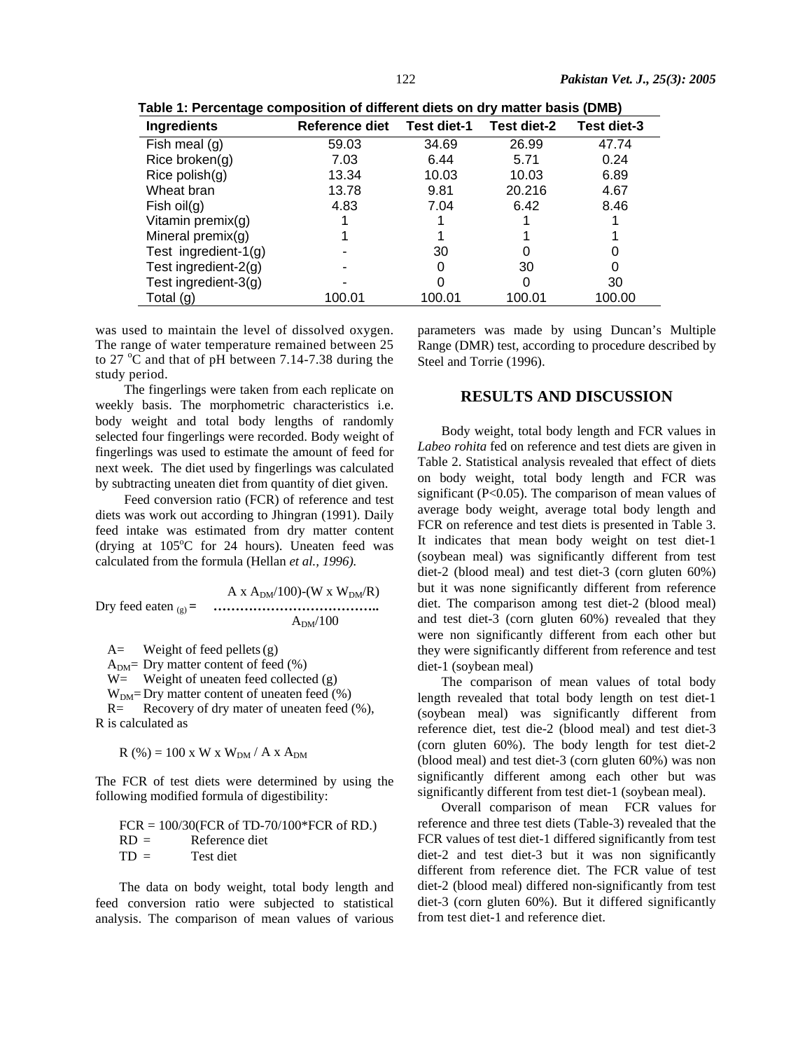**Table 1: Percentage composition of different diets on dry matter basis (DMB)**

| Ingredients | Reference diet | Test diet-1 | Test diet-2 | Test diet-3 |
|---|---|---|---|---|
| Fish meal (g) | 59.03 | 34.69 | 26.99 | 47.74 |
| Rice broken(g) | 7.03 | 6.44 | 5.71 | 0.24 |
| Rice polish(g) | 13.34 | 10.03 | 10.03 | 6.89 |
| Wheat bran | 13.78 | 9.81 | 20.216 | 4.67 |
| Fish oil(g) | 4.83 | 7.04 | 6.42 | 8.46 |
| Vitamin premix(g) | 1 | 1 | 1 | 1 |
| Mineral premix(g) | 1 | 1 | 1 | 1 |
| Test ingredient-1(g) | - | 30 | 0 | 0 |
| Test ingredient-2(g) | - | 0 | 30 | 0 |
| Test ingredient-3(g) | - | 0 | 0 | 30 |
| Total (g) | 100.01 | 100.01 | 100.01 | 100.00 |

was used to maintain the level of dissolved oxygen. The range of water temperature remained between 25 to 27 °C and that of pH between 7.14-7.38 during the study period.

The fingerlings were taken from each replicate on weekly basis. The morphometric characteristics i.e. body weight and total body lengths of randomly selected four fingerlings were recorded. Body weight of fingerlings was used to estimate the amount of feed for next week. The diet used by fingerlings was calculated by subtracting uneaten diet from quantity of diet given.

Feed conversion ratio (FCR) of reference and test diets was work out according to Jhingran (1991). Daily feed intake was estimated from dry matter content (drying at 105°C for 24 hours). Uneaten feed was calculated from the formula (Hellan *et al., 1996).*

$$\text{Dry feed eaten}_{(g)} = \frac{A \times A_{DM}/100)-(W \times W_{DM}/R)}{A_{DM}/100}$$

$A$= Weight of feed pellets (g)
$A_{DM}$= Dry matter content of feed (%)
$W$= Weight of uneaten feed collected (g)
$W_{DM}$= Dry matter content of uneaten feed (%)
$R$= Recovery of dry mater of uneaten feed (%), R is calculated as

$$R\ (\%) = 100 \times W \times W_{DM} / A \times A_{DM}$$

The FCR of test diets were determined by using the following modified formula of digestibility:

FCR = 100/30(FCR of TD-70/100*FCR of RD.)
RD = Reference diet
TD = Test diet

The data on body weight, total body length and feed conversion ratio were subjected to statistical analysis. The comparison of mean values of various parameters was made by using Duncan's Multiple Range (DMR) test, according to procedure described by Steel and Torrie (1996).

## RESULTS AND DISCUSSION

Body weight, total body length and FCR values in *Labeo rohita* fed on reference and test diets are given in Table 2. Statistical analysis revealed that effect of diets on body weight, total body length and FCR was significant ($P<0.05$). The comparison of mean values of average body weight, average total body length and FCR on reference and test diets is presented in Table 3. It indicates that mean body weight on test diet-1 (soybean meal) was significantly different from test diet-2 (blood meal) and test diet-3 (corn gluten 60%) but it was none significantly different from reference diet. The comparison among test diet-2 (blood meal) and test diet-3 (corn gluten 60%) revealed that they were non significantly different from each other but they were significantly different from reference and test diet-1 (soybean meal)

The comparison of mean values of total body length revealed that total body length on test diet-1 (soybean meal) was significantly different from reference diet, test die-2 (blood meal) and test diet-3 (corn gluten 60%). The body length for test diet-2 (blood meal) and test diet-3 (corn gluten 60%) was non significantly different among each other but was significantly different from test diet-1 (soybean meal).

Overall comparison of mean FCR values for reference and three test diets (Table-3) revealed that the FCR values of test diet-1 differed significantly from test diet-2 and test diet-3 but it was non significantly different from reference diet. The FCR value of test diet-2 (blood meal) differed non-significantly from test diet-3 (corn gluten 60%). But it differed significantly from test diet-1 and reference diet.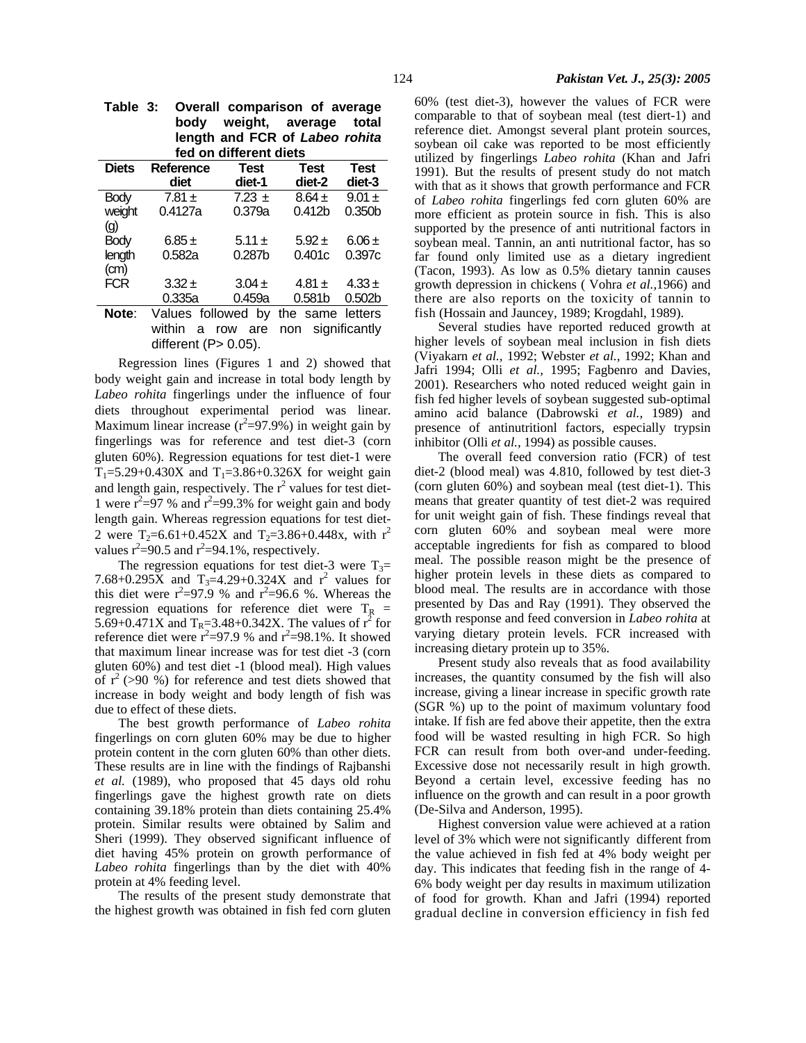**Table 3: Overall comparison of average body weight, average total length and FCR of *Labeo rohita* fed on different diets**

| Diets | Reference diet | Test diet-1 | Test diet-2 | Test diet-3 |
|---|---|---|---|---|
| Body weight (g) | 7.81 ± 0.4127a | 7.23 ± 0.379a | 8.64 ± 0.412b | 9.01 ± 0.350b |
| Body length (cm) | 6.85 ± 0.582a | 5.11 ± 0.287b | 5.92 ± 0.401c | 6.06 ± 0.397c |
| FCR | 3.32 ± 0.335a | 3.04 ± 0.459a | 4.81 ± 0.581b | 4.33 ± 0.502b |

**Note**: Values followed by the same letters within a row are non significantly different (P> 0.05).

Regression lines (Figures 1 and 2) showed that body weight gain and increase in total body length by *Labeo rohita* fingerlings under the influence of four diets throughout experimental period was linear. Maximum linear increase ($r^2$=97.9%) in weight gain by fingerlings was for reference and test diet-3 (corn gluten 60%). Regression equations for test diet-1 were $T_1$=5.29+0.430X and $T_1$=3.86+0.326X for weight gain and length gain, respectively. The $r^2$ values for test diet-1 were $r^2$=97 % and $r^2$=99.3% for weight gain and body length gain. Whereas regression equations for test diet-2 were $T_2$=6.61+0.452X and $T_2$=3.86+0.448x, with $r^2$ values $r^2$=90.5 and $r^2$=94.1%, respectively.

The regression equations for test diet-3 were $T_3$= 7.68+0.295X and $T_3$=4.29+0.324X and $r^2$ values for this diet were $r^2$=97.9 % and $r^2$=96.6 %. Whereas the regression equations for reference diet were $T_R$ = 5.69+0.471X and $T_R$=3.48+0.342X. The values of $r^2$ for reference diet were $r^2$=97.9 % and $r^2$=98.1%. It showed that maximum linear increase was for test diet -3 (corn gluten 60%) and test diet -1 (blood meal). High values of $r^2$ (>90 %) for reference and test diets showed that increase in body weight and body length of fish was due to effect of these diets.

The best growth performance of *Labeo rohita* fingerlings on corn gluten 60% may be due to higher protein content in the corn gluten 60% than other diets. These results are in line with the findings of Rajbanshi *et al.* (1989), who proposed that 45 days old rohu fingerlings gave the highest growth rate on diets containing 39.18% protein than diets containing 25.4% protein. Similar results were obtained by Salim and Sheri (1999). They observed significant influence of diet having 45% protein on growth performance of *Labeo rohita* fingerlings than by the diet with 40% protein at 4% feeding level.

The results of the present study demonstrate that the highest growth was obtained in fish fed corn gluten 60% (test diet-3), however the values of FCR were comparable to that of soybean meal (test diert-1) and reference diet. Amongst several plant protein sources, soybean oil cake was reported to be most efficiently utilized by fingerlings *Labeo rohita* (Khan and Jafri 1991). But the results of present study do not match with that as it shows that growth performance and FCR of *Labeo rohita* fingerlings fed corn gluten 60% are more efficient as protein source in fish. This is also supported by the presence of anti nutritional factors in soybean meal. Tannin, an anti nutritional factor, has so far found only limited use as a dietary ingredient (Tacon, 1993). As low as 0.5% dietary tannin causes growth depression in chickens ( Vohra *et al.*,1966) and there are also reports on the toxicity of tannin to fish (Hossain and Jauncey, 1989; Krogdahl, 1989).

Several studies have reported reduced growth at higher levels of soybean meal inclusion in fish diets (Viyakarn *et al.*, 1992; Webster *et al.*, 1992; Khan and Jafri 1994; Olli *et al.*, 1995; Fagbenro and Davies, 2001). Researchers who noted reduced weight gain in fish fed higher levels of soybean suggested sub-optimal amino acid balance (Dabrowski *et al.*, 1989) and presence of antinutritionl factors, especially trypsin inhibitor (Olli *et al.*, 1994) as possible causes.

The overall feed conversion ratio (FCR) of test diet-2 (blood meal) was 4.810, followed by test diet-3 (corn gluten 60%) and soybean meal (test diet-1). This means that greater quantity of test diet-2 was required for unit weight gain of fish. These findings reveal that corn gluten 60% and soybean meal were more acceptable ingredients for fish as compared to blood meal. The possible reason might be the presence of higher protein levels in these diets as compared to blood meal. The results are in accordance with those presented by Das and Ray (1991). They observed the growth response and feed conversion in *Labeo rohita* at varying dietary protein levels. FCR increased with increasing dietary protein up to 35%.

Present study also reveals that as food availability increases, the quantity consumed by the fish will also increase, giving a linear increase in specific growth rate (SGR %) up to the point of maximum voluntary food intake. If fish are fed above their appetite, then the extra food will be wasted resulting in high FCR. So high FCR can result from both over-and under-feeding. Excessive dose not necessarily result in high growth. Beyond a certain level, excessive feeding has no influence on the growth and can result in a poor growth (De-Silva and Anderson, 1995).

Highest conversion value were achieved at a ration level of 3% which were not significantly different from the value achieved in fish fed at 4% body weight per day. This indicates that feeding fish in the range of 4-6% body weight per day results in maximum utilization of food for growth. Khan and Jafri (1994) reported gradual decline in conversion efficiency in fish fed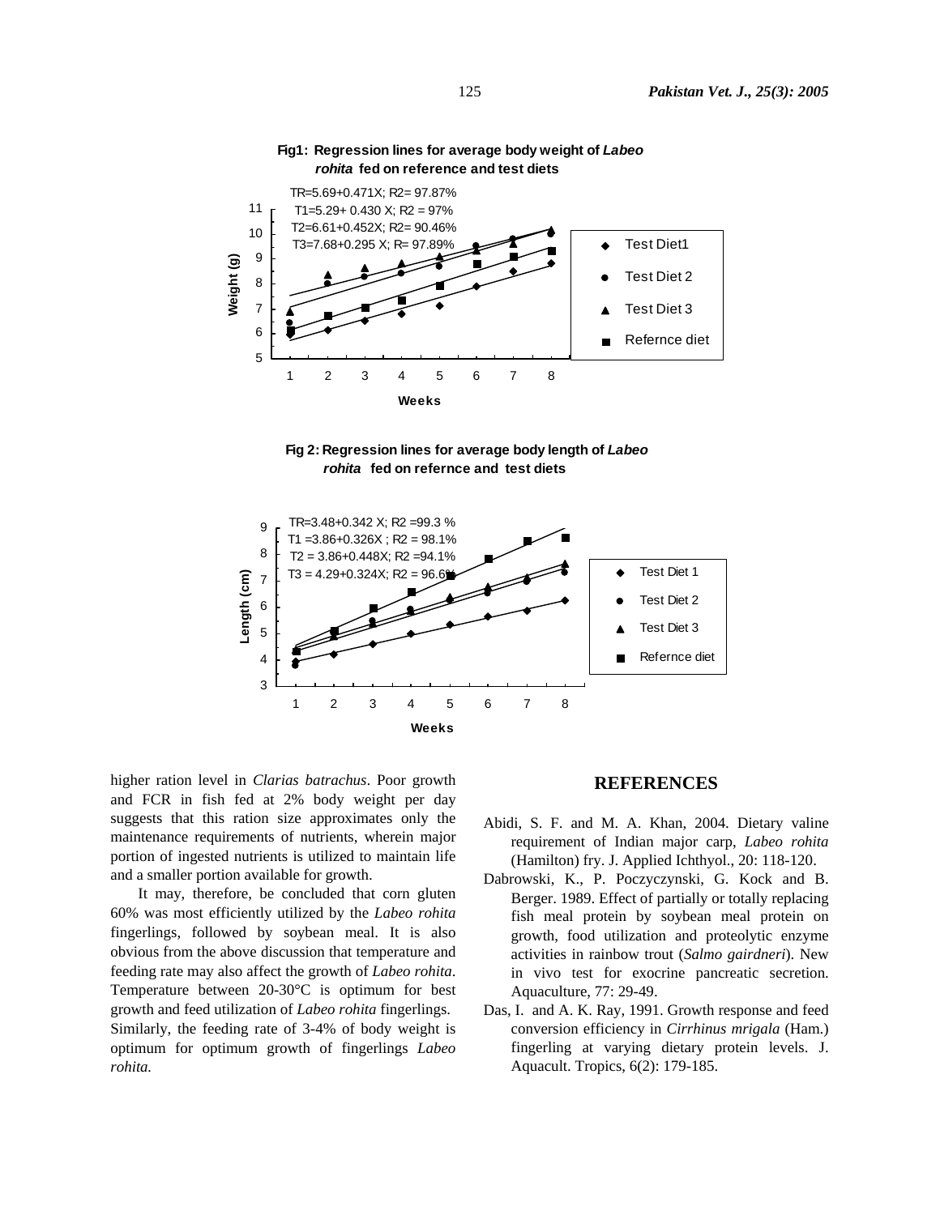**Fig1: Regression lines for average body weight of *Labeo rohita* fed on reference and test diets**

TR=5.69+0.471X; R2= 97.87%
T1=5.29+ 0.430 X; R2 = 97%
T2=6.61+0.452X; R2= 90.46%
T3=7.68+0.295 X; R= 97.89%

**Fig 2: Regression lines for average body length of *Labeo rohita* fed on refernce and test diets**

TR=3.48+0.342 X; R2 =99.3 %
T1 =3.86+0.326X ; R2 = 98.1%
T2 = 3.86+0.448X; R2 =94.1%
T3 = 4.29+0.324X; R2 = 96.6%

higher ration level in *Clarias batrachus*. Poor growth and FCR in fish fed at 2% body weight per day suggests that this ration size approximates only the maintenance requirements of nutrients, wherein major portion of ingested nutrients is utilized to maintain life and a smaller portion available for growth.

It may, therefore, be concluded that corn gluten 60% was most efficiently utilized by the *Labeo rohita* fingerlings, followed by soybean meal. It is also obvious from the above discussion that temperature and feeding rate may also affect the growth of *Labeo rohita*. Temperature between 20-30°C is optimum for best growth and feed utilization of *Labeo rohita* fingerlings. Similarly, the feeding rate of 3-4% of body weight is optimum for optimum growth of fingerlings *Labeo rohita.*

## REFERENCES

Abidi, S. F. and M. A. Khan, 2004. Dietary valine requirement of Indian major carp, *Labeo rohita* (Hamilton) fry. J. Applied Ichthyol., 20: 118-120.

Dabrowski, K., P. Poczyczynski, G. Kock and B. Berger. 1989. Effect of partially or totally replacing fish meal protein by soybean meal protein on growth, food utilization and proteolytic enzyme activities in rainbow trout (*Salmo gairdneri*). New in vivo test for exocrine pancreatic secretion. Aquaculture, 77: 29-49.

Das, I. and A. K. Ray, 1991. Growth response and feed conversion efficiency in *Cirrhinus mrigala* (Ham.) fingerling at varying dietary protein levels. J. Aquacult. Tropics, 6(2): 179-185.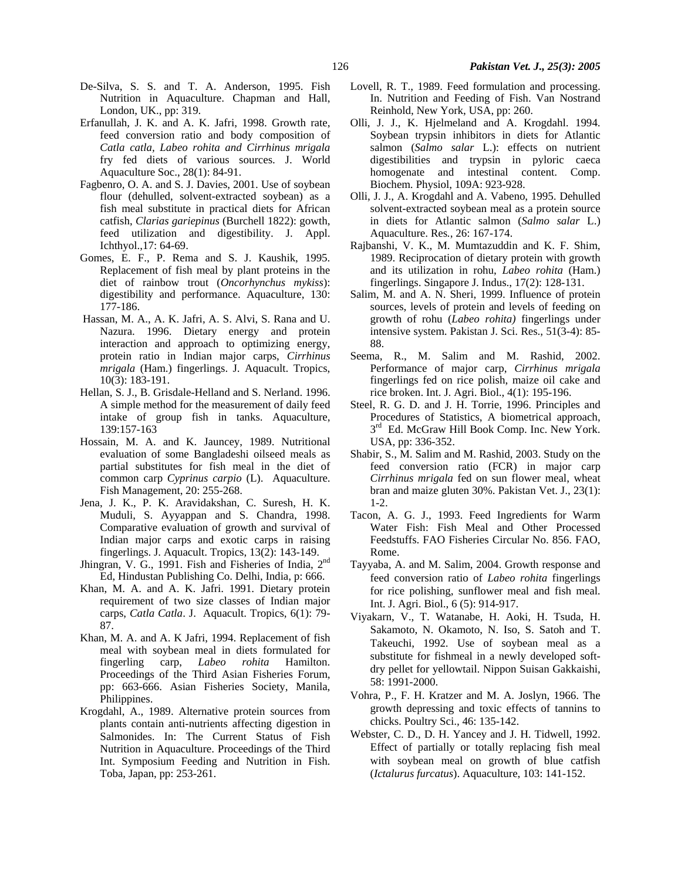De-Silva, S. S. and T. A. Anderson, 1995. Fish Nutrition in Aquaculture. Chapman and Hall, London, UK., pp: 319.

Erfanullah, J. K. and A. K. Jafri, 1998. Growth rate, feed conversion ratio and body composition of *Catla catla, Labeo rohita and Cirrhinus mrigala* fry fed diets of various sources. J. World Aquaculture Soc., 28(1): 84-91.

Fagbenro, O. A. and S. J. Davies, 2001. Use of soybean flour (dehulled, solvent-extracted soybean) as a fish meal substitute in practical diets for African catfish, *Clarias gariepinus* (Burchell 1822): gowth, feed utilization and digestibility. J. Appl. Ichthyol.,17: 64-69.

Gomes, E. F., P. Rema and S. J. Kaushik, 1995. Replacement of fish meal by plant proteins in the diet of rainbow trout (*Oncorhynchus mykiss*): digestibility and performance. Aquaculture, 130: 177-186.

Hassan, M. A., A. K. Jafri, A. S. Alvi, S. Rana and U. Nazura. 1996. Dietary energy and protein interaction and approach to optimizing energy, protein ratio in Indian major carps, *Cirrhinus mrigala* (Ham.) fingerlings. J. Aquacult. Tropics, 10(3): 183-191.

Hellan, S. J., B. Grisdale-Helland and S. Nerland. 1996. A simple method for the measurement of daily feed intake of group fish in tanks. Aquaculture, 139:157-163

Hossain, M. A. and K. Jauncey, 1989. Nutritional evaluation of some Bangladeshi oilseed meals as partial substitutes for fish meal in the diet of common carp *Cyprinus carpio* (L). Aquaculture. Fish Management, 20: 255-268.

Jena, J. K., P. K. Aravidakshan, C. Suresh, H. K. Muduli, S. Ayyappan and S. Chandra, 1998. Comparative evaluation of growth and survival of Indian major carps and exotic carps in raising fingerlings. J. Aquacult. Tropics, 13(2): 143-149.

Jhingran, V. G., 1991. Fish and Fisheries of India, 2nd Ed, Hindustan Publishing Co. Delhi, India, p: 666.

Khan, M. A. and A. K. Jafri. 1991. Dietary protein requirement of two size classes of Indian major carps, *Catla Catla*. J. Aquacult. Tropics, 6(1): 79-87.

Khan, M. A. and A. K Jafri, 1994. Replacement of fish meal with soybean meal in diets formulated for fingerling carp, *Labeo rohita* Hamilton. Proceedings of the Third Asian Fisheries Forum, pp: 663-666. Asian Fisheries Society, Manila, Philippines.

Krogdahl, A., 1989. Alternative protein sources from plants contain anti-nutrients affecting digestion in Salmonides. In: The Current Status of Fish Nutrition in Aquaculture. Proceedings of the Third Int. Symposium Feeding and Nutrition in Fish. Toba, Japan, pp: 253-261.

Lovell, R. T., 1989. Feed formulation and processing. In. Nutrition and Feeding of Fish. Van Nostrand Reinhold, New York, USA, pp: 260.

Olli, J. J., K. Hjelmeland and A. Krogdahl. 1994. Soybean trypsin inhibitors in diets for Atlantic salmon (*Salmo salar* L.): effects on nutrient digestibilities and trypsin in pyloric caeca homogenate and intestinal content. Comp. Biochem. Physiol, 109A: 923-928.

Olli, J. J., A. Krogdahl and A. Vabeno, 1995. Dehulled solvent-extracted soybean meal as a protein source in diets for Atlantic salmon (*Salmo salar* L.) Aquaculture. Res., 26: 167-174.

Rajbanshi, V. K., M. Mumtazuddin and K. F. Shim, 1989. Reciprocation of dietary protein with growth and its utilization in rohu, *Labeo rohita* (Ham.) fingerlings. Singapore J. Indus., 17(2): 128-131.

Salim, M. and A. N. Sheri, 1999. Influence of protein sources, levels of protein and levels of feeding on growth of rohu (*Labeo rohita)* fingerlings under intensive system. Pakistan J. Sci. Res., 51(3-4): 85-88.

Seema, R., M. Salim and M. Rashid, 2002. Performance of major carp, *Cirrhinus mrigala* fingerlings fed on rice polish, maize oil cake and rice broken. Int. J. Agri. Biol., 4(1): 195-196.

Steel, R. G. D. and J. H. Torrie, 1996. Principles and Procedures of Statistics, A biometrical approach, 3rd Ed. McGraw Hill Book Comp. Inc. New York. USA, pp: 336-352.

Shabir, S., M. Salim and M. Rashid, 2003. Study on the feed conversion ratio (FCR) in major carp *Cirrhinus mrigala* fed on sun flower meal, wheat bran and maize gluten 30%. Pakistan Vet. J., 23(1): 1-2.

Tacon, A. G. J., 1993. Feed Ingredients for Warm Water Fish: Fish Meal and Other Processed Feedstuffs. FAO Fisheries Circular No. 856. FAO, Rome.

Tayyaba, A. and M. Salim, 2004. Growth response and feed conversion ratio of *Labeo rohita* fingerlings for rice polishing, sunflower meal and fish meal. Int. J. Agri. Biol., 6 (5): 914-917.

Viyakarn, V., T. Watanabe, H. Aoki, H. Tsuda, H. Sakamoto, N. Okamoto, N. Iso, S. Satoh and T. Takeuchi, 1992. Use of soybean meal as a substitute for fishmeal in a newly developed soft-dry pellet for yellowtail. Nippon Suisan Gakkaishi, 58: 1991-2000.

Vohra, P., F. H. Kratzer and M. A. Joslyn, 1966. The growth depressing and toxic effects of tannins to chicks. Poultry Sci., 46: 135-142.

Webster, C. D., D. H. Yancey and J. H. Tidwell, 1992. Effect of partially or totally replacing fish meal with soybean meal on growth of blue catfish (*Ictalurus furcatus*). Aquaculture, 103: 141-152.